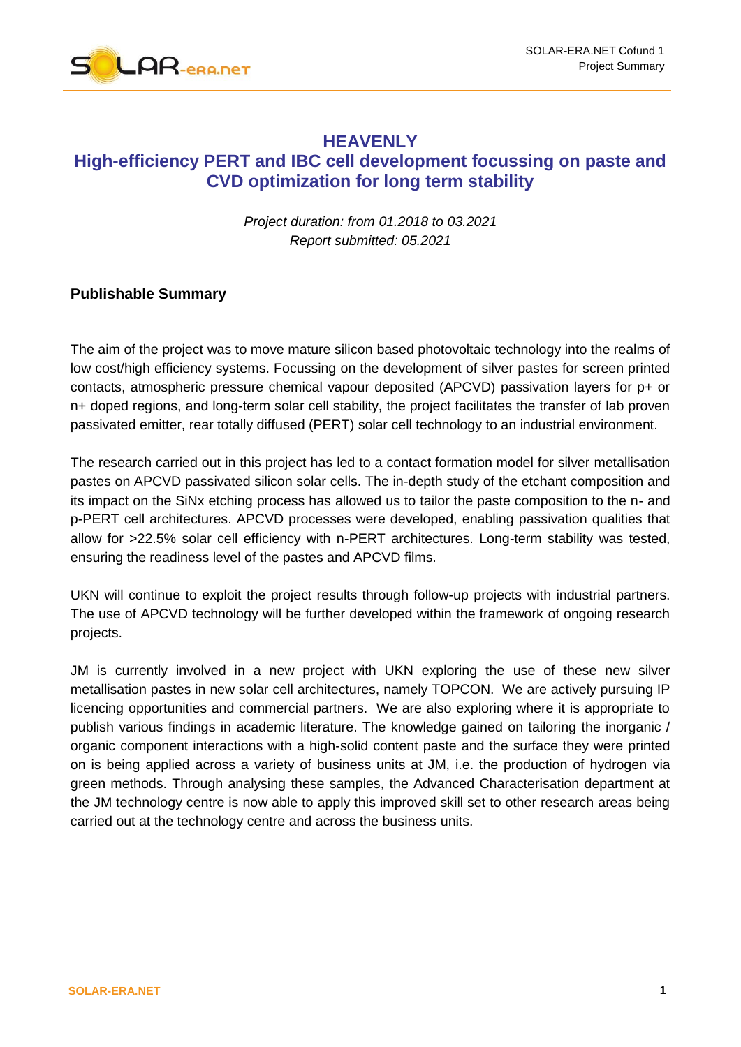# HEAVENLY

## High-efficiency PERT and IBC cell development focussing on paste and CVD optimization for long term stability

*Project duration: from 01.2018 to 03.2021*
*Report submitted: 05.2021*

### Publishable Summary

The aim of the project was to move mature silicon based photovoltaic technology into the realms of low cost/high efficiency systems. Focussing on the development of silver pastes for screen printed contacts, atmospheric pressure chemical vapour deposited (APCVD) passivation layers for p+ or n+ doped regions, and long-term solar cell stability, the project facilitates the transfer of lab proven passivated emitter, rear totally diffused (PERT) solar cell technology to an industrial environment.

The research carried out in this project has led to a contact formation model for silver metallisation pastes on APCVD passivated silicon solar cells. The in-depth study of the etchant composition and its impact on the SiNx etching process has allowed us to tailor the paste composition to the n- and p-PERT cell architectures. APCVD processes were developed, enabling passivation qualities that allow for >22.5% solar cell efficiency with n-PERT architectures. Long-term stability was tested, ensuring the readiness level of the pastes and APCVD films.

UKN will continue to exploit the project results through follow-up projects with industrial partners. The use of APCVD technology will be further developed within the framework of ongoing research projects.

JM is currently involved in a new project with UKN exploring the use of these new silver metallisation pastes in new solar cell architectures, namely TOPCON. We are actively pursuing IP licencing opportunities and commercial partners. We are also exploring where it is appropriate to publish various findings in academic literature. The knowledge gained on tailoring the inorganic / organic component interactions with a high-solid content paste and the surface they were printed on is being applied across a variety of business units at JM, i.e. the production of hydrogen via green methods. Through analysing these samples, the Advanced Characterisation department at the JM technology centre is now able to apply this improved skill set to other research areas being carried out at the technology centre and across the business units.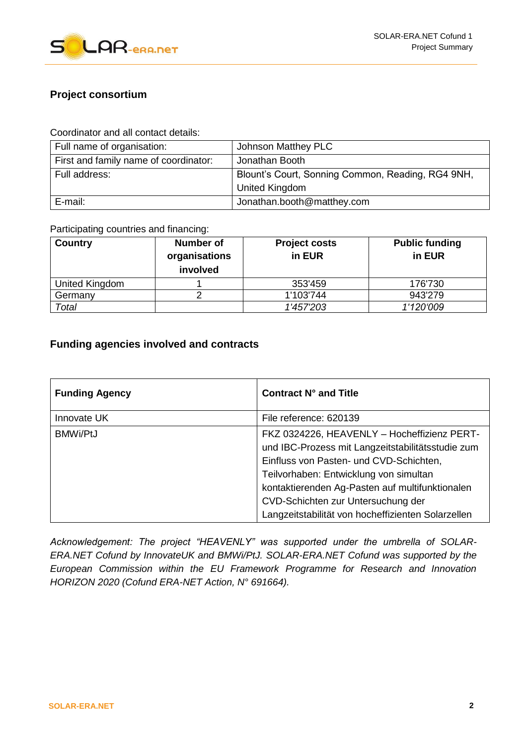## Project consortium

Coordinator and all contact details:

| | |
|---|---|
| Full name of organisation: | Johnson Matthey PLC |
| First and family name of coordinator: | Jonathan Booth |
| Full address: | Blount's Court, Sonning Common, Reading, RG4 9NH, United Kingdom |
| E-mail: | Jonathan.booth@matthey.com |

Participating countries and financing:

| Country | Number of organisations involved | Project costs in EUR | Public funding in EUR |
|---|---|---|---|
| United Kingdom | 1 | 353'459 | 176'730 |
| Germany | 2 | 1'103'744 | 943'279 |
| *Total* | | *1'457'203* | *1'120'009* |

## Funding agencies involved and contracts

| Funding Agency | Contract N° and Title |
|---|---|
| Innovate UK | File reference: 620139 |
| BMWi/PtJ | FKZ 0324226, HEAVENLY – Hocheffizienz PERT- und IBC-Prozess mit Langzeitstabilitätsstudie zum Einfluss von Pasten- und CVD-Schichten, Teilvorhaben: Entwicklung von simultan kontaktierenden Ag-Pasten auf multifunktionalen CVD-Schichten zur Untersuchung der Langzeitstabilität von hocheffizienten Solarzellen |

*Acknowledgement: The project "HEAVENLY" was supported under the umbrella of SOLAR-ERA.NET Cofund by InnovateUK and BMWi/PtJ. SOLAR-ERA.NET Cofund was supported by the European Commission within the EU Framework Programme for Research and Innovation HORIZON 2020 (Cofund ERA-NET Action, N° 691664).*